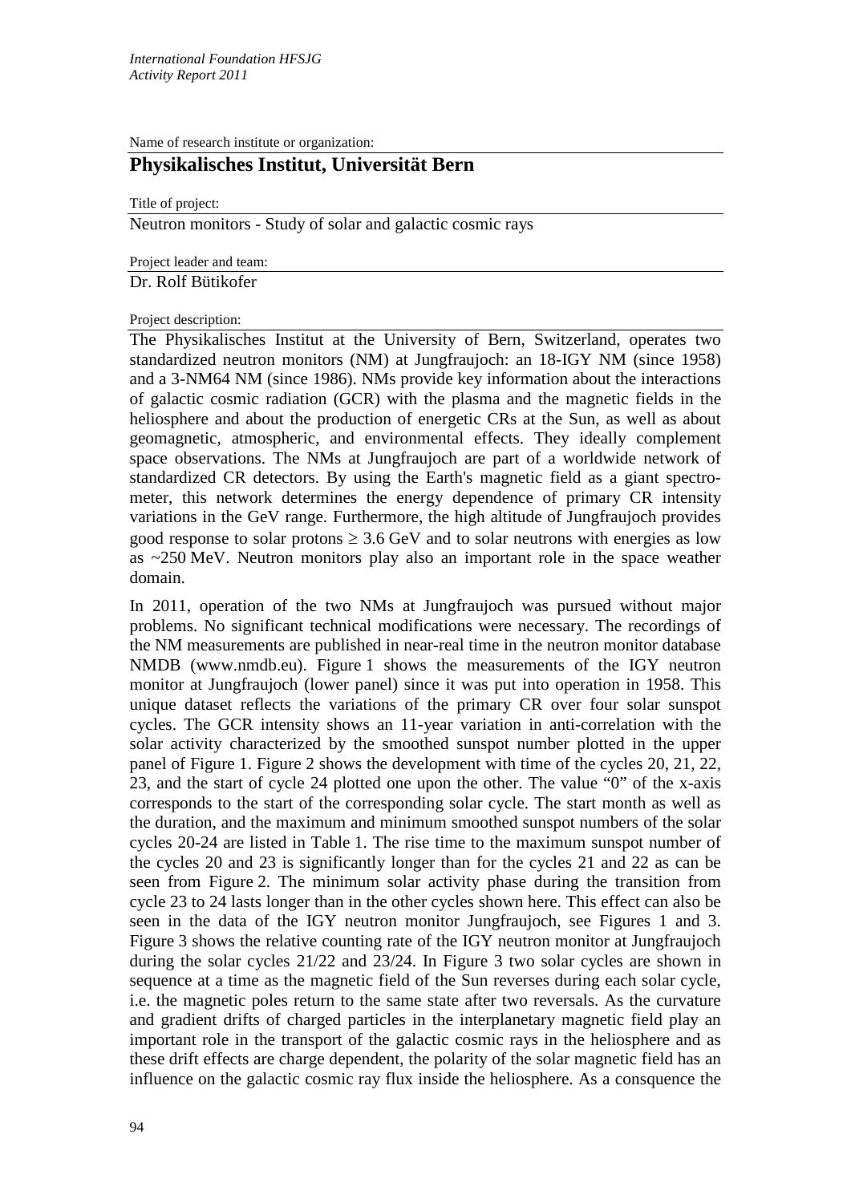Name of research institute or organization:

## Physikalisches Institut, Universität Bern

Title of project:

Neutron monitors - Study of solar and galactic cosmic rays

Project leader and team:

Dr. Rolf Bütikofer

Project description:

The Physikalisches Institut at the University of Bern, Switzerland, operates two standardized neutron monitors (NM) at Jungfraujoch: an 18-IGY NM (since 1958) and a 3-NM64 NM (since 1986). NMs provide key information about the interactions of galactic cosmic radiation (GCR) with the plasma and the magnetic fields in the heliosphere and about the production of energetic CRs at the Sun, as well as about geomagnetic, atmospheric, and environmental effects. They ideally complement space observations. The NMs at Jungfraujoch are part of a worldwide network of standardized CR detectors. By using the Earth's magnetic field as a giant spectrometer, this network determines the energy dependence of primary CR intensity variations in the GeV range. Furthermore, the high altitude of Jungfraujoch provides good response to solar protons $\geq 3.6$ GeV and to solar neutrons with energies as low as ~250 MeV. Neutron monitors play also an important role in the space weather domain.

In 2011, operation of the two NMs at Jungfraujoch was pursued without major problems. No significant technical modifications were necessary. The recordings of the NM measurements are published in near-real time in the neutron monitor database NMDB (www.nmdb.eu). Figure 1 shows the measurements of the IGY neutron monitor at Jungfraujoch (lower panel) since it was put into operation in 1958. This unique dataset reflects the variations of the primary CR over four solar sunspot cycles. The GCR intensity shows an 11-year variation in anti-correlation with the solar activity characterized by the smoothed sunspot number plotted in the upper panel of Figure 1. Figure 2 shows the development with time of the cycles 20, 21, 22, 23, and the start of cycle 24 plotted one upon the other. The value "0" of the x-axis corresponds to the start of the corresponding solar cycle. The start month as well as the duration, and the maximum and minimum smoothed sunspot numbers of the solar cycles 20-24 are listed in Table 1. The rise time to the maximum sunspot number of the cycles 20 and 23 is significantly longer than for the cycles 21 and 22 as can be seen from Figure 2. The minimum solar activity phase during the transition from cycle 23 to 24 lasts longer than in the other cycles shown here. This effect can also be seen in the data of the IGY neutron monitor Jungfraujoch, see Figures 1 and 3. Figure 3 shows the relative counting rate of the IGY neutron monitor at Jungfraujoch during the solar cycles 21/22 and 23/24. In Figure 3 two solar cycles are shown in sequence at a time as the magnetic field of the Sun reverses during each solar cycle, i.e. the magnetic poles return to the same state after two reversals. As the curvature and gradient drifts of charged particles in the interplanetary magnetic field play an important role in the transport of the galactic cosmic rays in the heliosphere and as these drift effects are charge dependent, the polarity of the solar magnetic field has an influence on the galactic cosmic ray flux inside the heliosphere. As a consquence the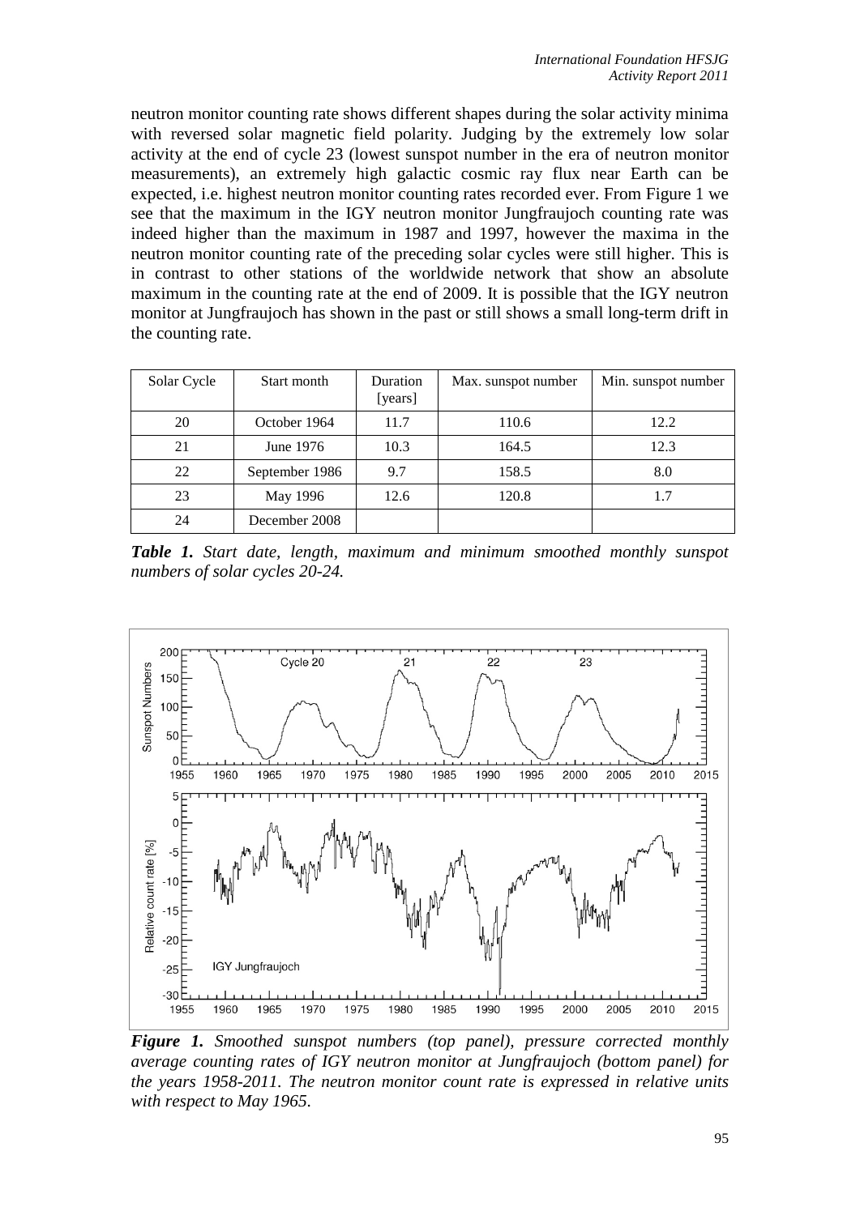neutron monitor counting rate shows different shapes during the solar activity minima with reversed solar magnetic field polarity. Judging by the extremely low solar activity at the end of cycle 23 (lowest sunspot number in the era of neutron monitor measurements), an extremely high galactic cosmic ray flux near Earth can be expected, i.e. highest neutron monitor counting rates recorded ever. From Figure 1 we see that the maximum in the IGY neutron monitor Jungfraujoch counting rate was indeed higher than the maximum in 1987 and 1997, however the maxima in the neutron monitor counting rate of the preceding solar cycles were still higher. This is in contrast to other stations of the worldwide network that show an absolute maximum in the counting rate at the end of 2009. It is possible that the IGY neutron monitor at Jungfraujoch has shown in the past or still shows a small long-term drift in the counting rate.

| Solar Cycle | Start month | Duration [years] | Max. sunspot number | Min. sunspot number |
|---|---|---|---|---|
| 20 | October 1964 | 11.7 | 110.6 | 12.2 |
| 21 | June 1976 | 10.3 | 164.5 | 12.3 |
| 22 | September 1986 | 9.7 | 158.5 | 8.0 |
| 23 | May 1996 | 12.6 | 120.8 | 1.7 |
| 24 | December 2008 | | | |

***Table 1.** Start date, length, maximum and minimum smoothed monthly sunspot numbers of solar cycles 20-24.*

***Figure 1.** Smoothed sunspot numbers (top panel), pressure corrected monthly average counting rates of IGY neutron monitor at Jungfraujoch (bottom panel) for the years 1958-2011. The neutron monitor count rate is expressed in relative units with respect to May 1965.*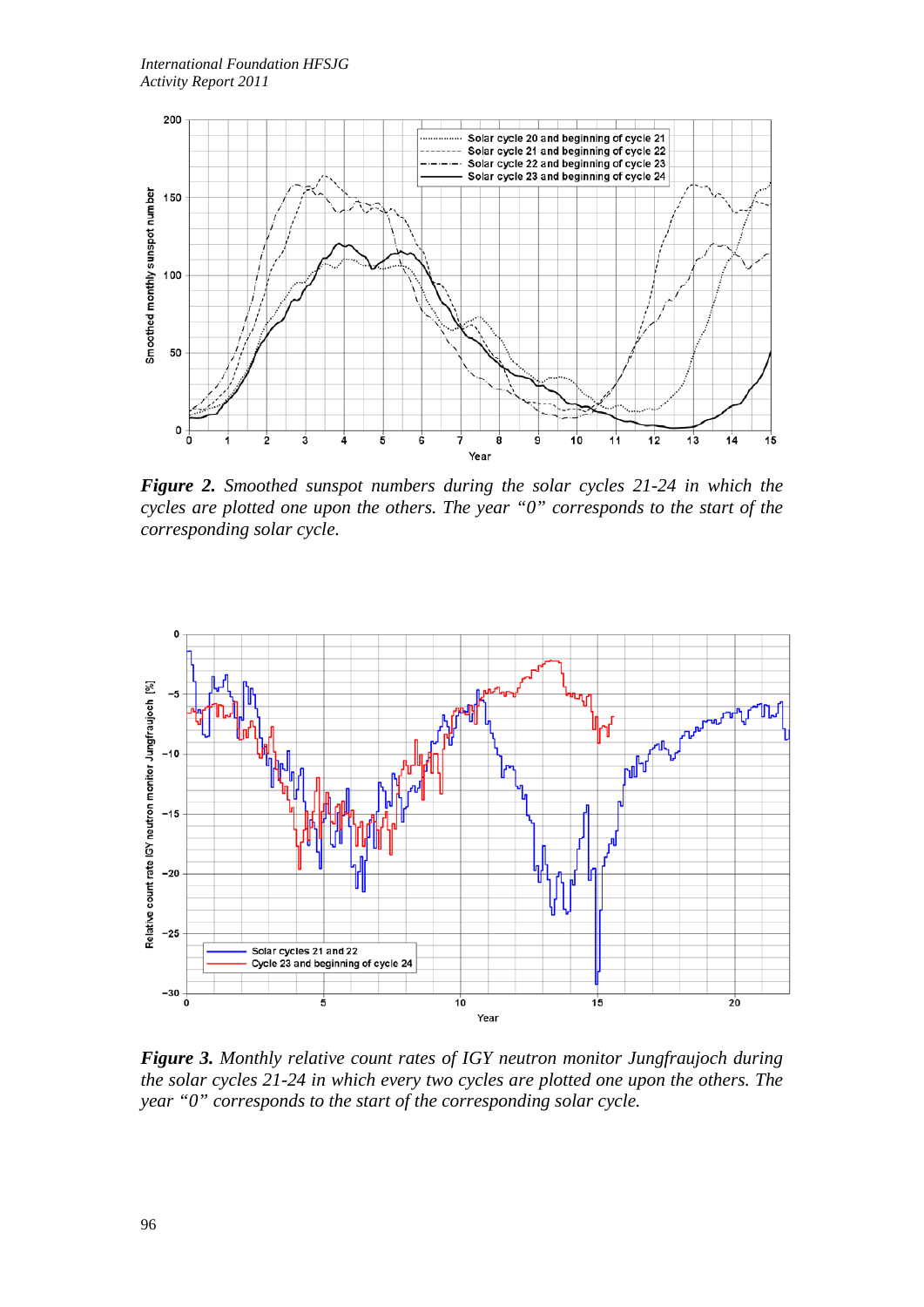*Figure 2. Smoothed sunspot numbers during the solar cycles 21-24 in which the cycles are plotted one upon the others. The year "0" corresponds to the start of the corresponding solar cycle.*

*Figure 3. Monthly relative count rates of IGY neutron monitor Jungfraujoch during the solar cycles 21-24 in which every two cycles are plotted one upon the others. The year "0" corresponds to the start of the corresponding solar cycle.*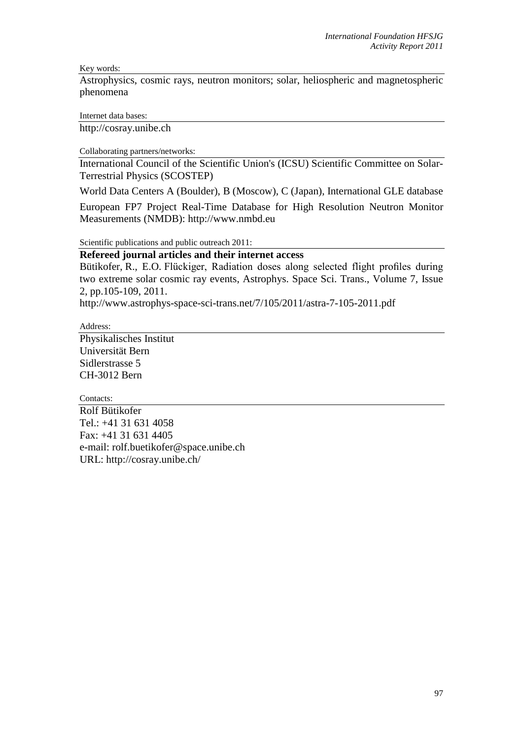Key words:

Astrophysics, cosmic rays, neutron monitors; solar, heliospheric and magnetospheric phenomena

Internet data bases:

http://cosray.unibe.ch

Collaborating partners/networks:

International Council of the Scientific Union's (ICSU) Scientific Committee on Solar-Terrestrial Physics (SCOSTEP)

World Data Centers A (Boulder), B (Moscow), C (Japan), International GLE database

European FP7 Project Real-Time Database for High Resolution Neutron Monitor Measurements (NMDB): http://www.nmbd.eu

Scientific publications and public outreach 2011:

**Refereed journal articles and their internet access**

Bütikofer, R., E.O. Flückiger, Radiation doses along selected flight profiles during two extreme solar cosmic ray events, Astrophys. Space Sci. Trans., Volume 7, Issue 2, pp.105-109, 2011.
http://www.astrophys-space-sci-trans.net/7/105/2011/astra-7-105-2011.pdf

Address:

Physikalisches Institut
Universität Bern
Sidlerstrasse 5
CH-3012 Bern

Contacts:

Rolf Bütikofer
Tel.: +41 31 631 4058
Fax: +41 31 631 4405
e-mail: rolf.buetikofer@space.unibe.ch
URL: http://cosray.unibe.ch/